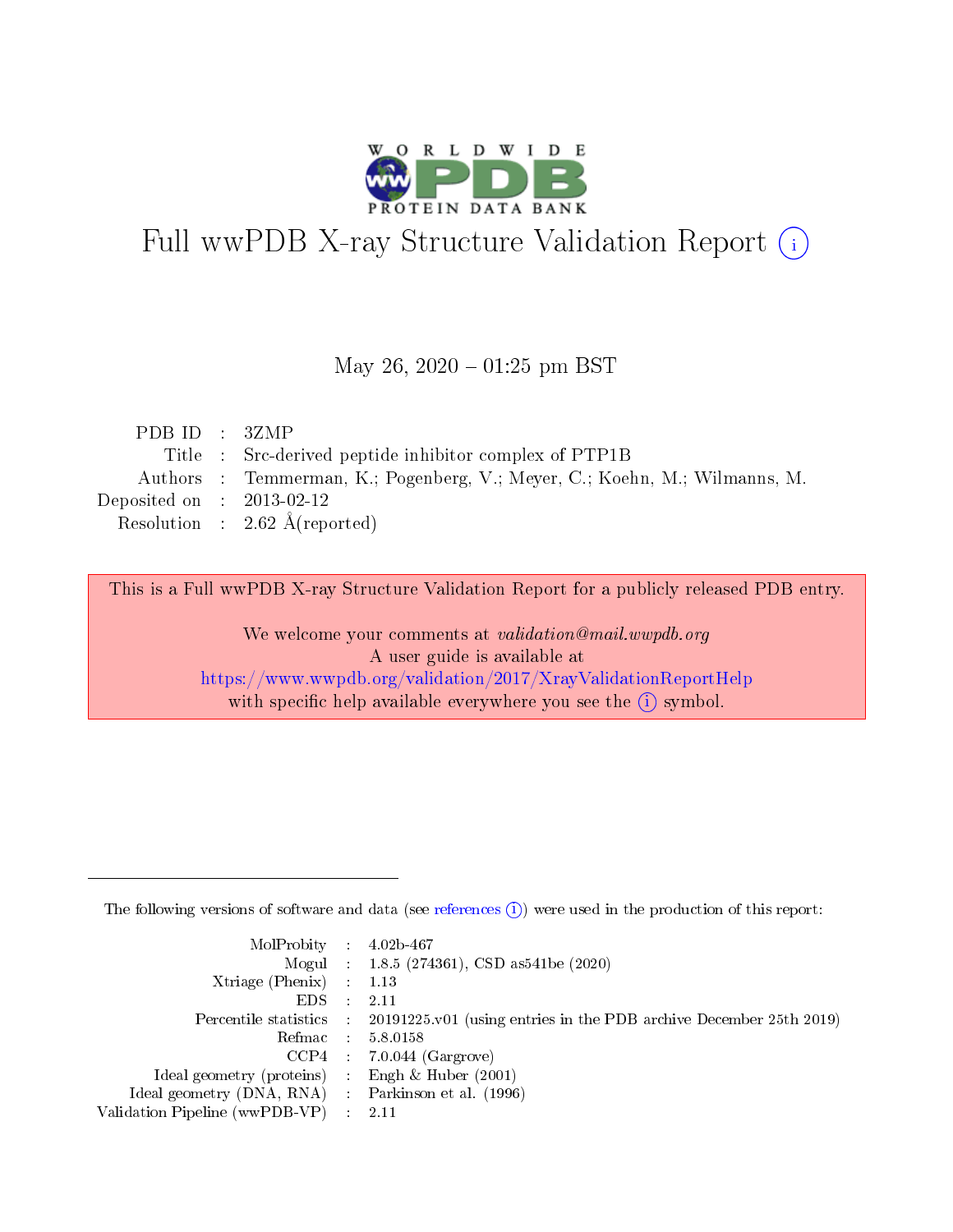# Full wwPDB X-ray Structure Validation Report (i)

May 26, 2020 – 01:25 pm BST

| | | |
|---|---|---|
| PDB ID | : | 3ZMP |
| Title | : | Src-derived peptide inhibitor complex of PTP1B |
| Authors | : | Temmerman, K.; Pogenberg, V.; Meyer, C.; Koehn, M.; Wilmanns, M. |
| Deposited on | : | 2013-02-12 |
| Resolution | : | 2.62 Å(reported) |

This is a Full wwPDB X-ray Structure Validation Report for a publicly released PDB entry.

We welcome your comments at *validation@mail.wwpdb.org*
A user guide is available at
https://www.wwpdb.org/validation/2017/XrayValidationReportHelp
with specific help available everywhere you see the (i) symbol.

---

The following versions of software and data (see references (i)) were used in the production of this report:

| | | |
|---|---|---|
| MolProbity | : | 4.02b-467 |
| Mogul | : | 1.8.5 (274361), CSD as541be (2020) |
| Xtriage (Phenix) | : | 1.13 |
| EDS | : | 2.11 |
| Percentile statistics | : | 20191225.v01 (using entries in the PDB archive December 25th 2019) |
| Refmac | : | 5.8.0158 |
| CCP4 | : | 7.0.044 (Gargrove) |
| Ideal geometry (proteins) | : | Engh & Huber (2001) |
| Ideal geometry (DNA, RNA) | : | Parkinson et al. (1996) |
| Validation Pipeline (wwPDB-VP) | : | 2.11 |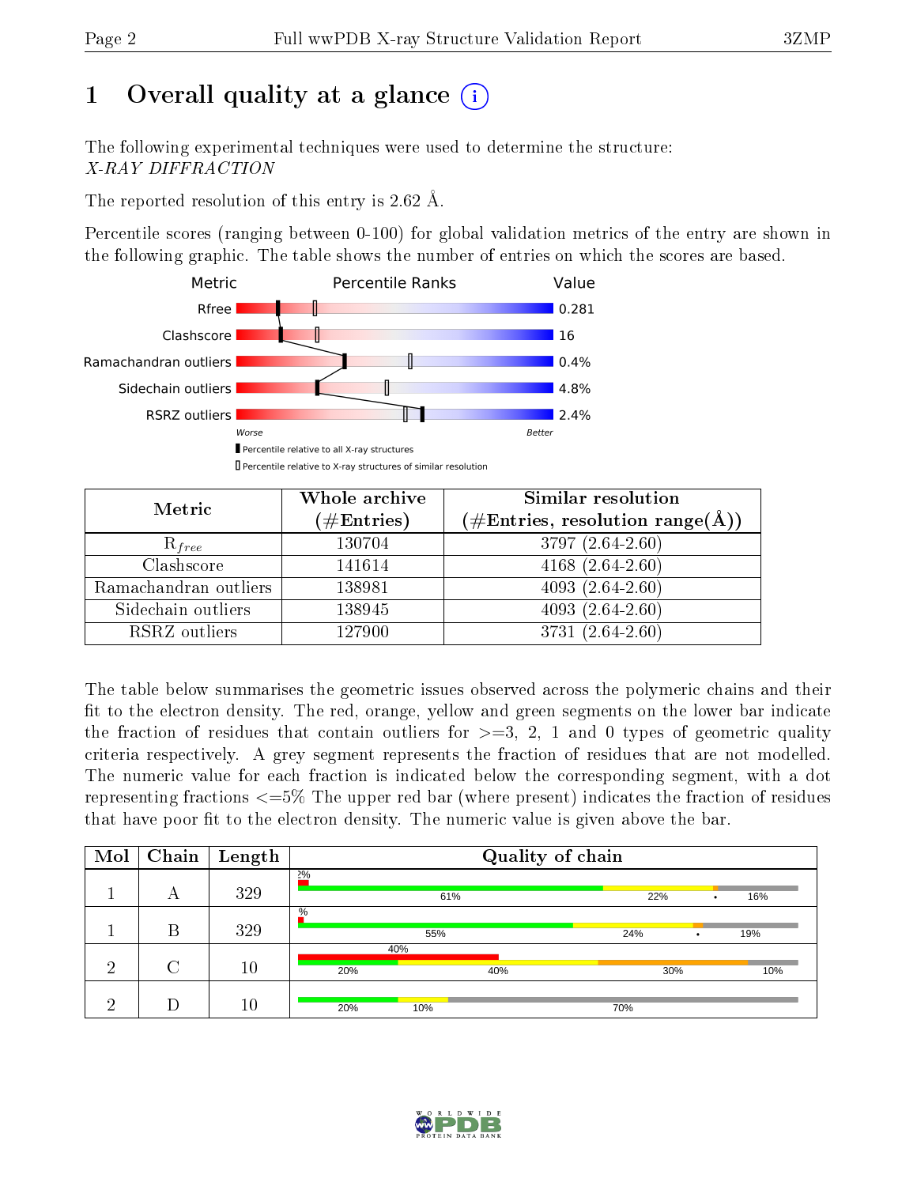# 1 Overall quality at a glance (i)

The following experimental techniques were used to determine the structure:
*X-RAY DIFFRACTION*

The reported resolution of this entry is 2.62 Å.

Percentile scores (ranging between 0-100) for global validation metrics of the entry are shown in the following graphic. The table shows the number of entries on which the scores are based.

| Metric | Value |
|---|---|
| Rfree | 0.281 |
| Clashscore | 16 |
| Ramachandran outliers | 0.4% |
| Sidechain outliers | 4.8% |
| RSRZ outliers | 2.4% |

Worse — Better

▮ Percentile relative to all X-ray structures
▯ Percentile relative to X-ray structures of similar resolution

| Metric | Whole archive (#Entries) | Similar resolution (#Entries, resolution range(Å)) |
|---|---|---|
| $R_{free}$ | 130704 | 3797 (2.64-2.60) |
| Clashscore | 141614 | 4168 (2.64-2.60) |
| Ramachandran outliers | 138981 | 4093 (2.64-2.60) |
| Sidechain outliers | 138945 | 4093 (2.64-2.60) |
| RSRZ outliers | 127900 | 3731 (2.64-2.60) |

The table below summarises the geometric issues observed across the polymeric chains and their fit to the electron density. The red, orange, yellow and green segments on the lower bar indicate the fraction of residues that contain outliers for >=3, 2, 1 and 0 types of geometric quality criteria respectively. A grey segment represents the fraction of residues that are not modelled. The numeric value for each fraction is indicated below the corresponding segment, with a dot representing fractions <=5% The upper red bar (where present) indicates the fraction of residues that have poor fit to the electron density. The numeric value is given above the bar.

| Mol | Chain | Length | Quality of chain |
|---|---|---|---|
| 1 | A | 329 | 2%; 61%, 22%, •, 16% |
| 1 | B | 329 | %; 55%, 24%, •, 19% |
| 2 | C | 10 | 40%; 20%, 40%, 30%, 10% |
| 2 | D | 10 | 20%, 10%, 70% |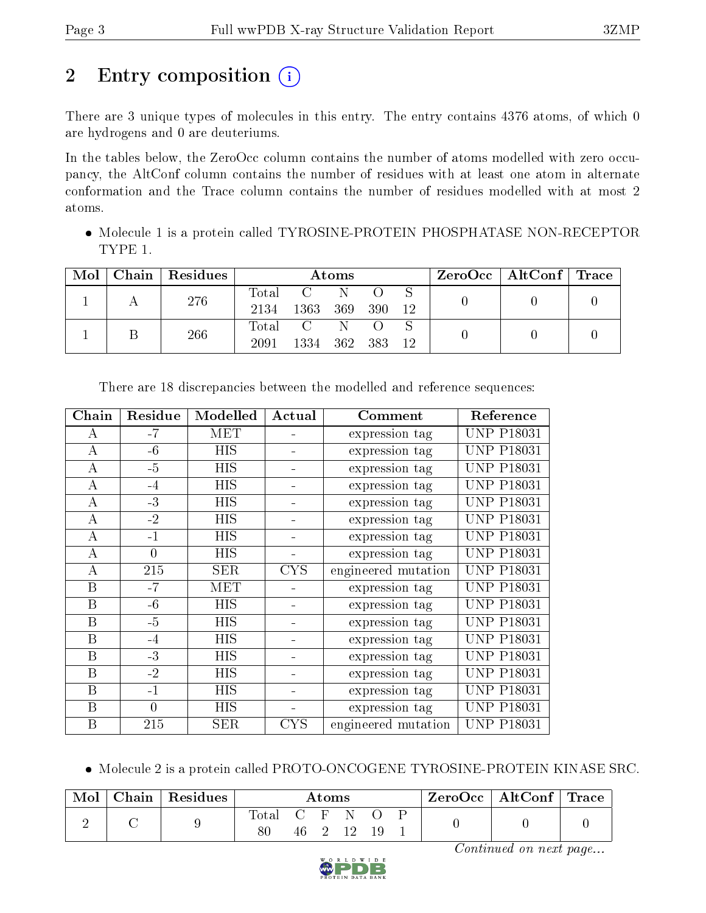## 2 Entry composition (i)

There are 3 unique types of molecules in this entry. The entry contains 4376 atoms, of which 0 are hydrogens and 0 are deuteriums.

In the tables below, the ZeroOcc column contains the number of atoms modelled with zero occupancy, the AltConf column contains the number of residues with at least one atom in alternate conformation and the Trace column contains the number of residues modelled with at most 2 atoms.

- Molecule 1 is a protein called TYROSINE-PROTEIN PHOSPHATASE NON-RECEPTOR TYPE 1.

| Mol | Chain | Residues | Atoms | | | | | ZeroOcc | AltConf | Trace |
|---|---|---|---|---|---|---|---|---|---|---|
| 1 | A | 276 | Total | C | N | O | S | 0 | 0 | 0 |
| | | | 2134 | 1363 | 369 | 390 | 12 | | | |
| 1 | B | 266 | Total | C | N | O | S | 0 | 0 | 0 |
| | | | 2091 | 1334 | 362 | 383 | 12 | | | |

There are 18 discrepancies between the modelled and reference sequences:

| Chain | Residue | Modelled | Actual | Comment | Reference |
|---|---|---|---|---|---|
| A | -7 | MET | - | expression tag | UNP P18031 |
| A | -6 | HIS | - | expression tag | UNP P18031 |
| A | -5 | HIS | - | expression tag | UNP P18031 |
| A | -4 | HIS | - | expression tag | UNP P18031 |
| A | -3 | HIS | - | expression tag | UNP P18031 |
| A | -2 | HIS | - | expression tag | UNP P18031 |
| A | -1 | HIS | - | expression tag | UNP P18031 |
| A | 0 | HIS | - | expression tag | UNP P18031 |
| A | 215 | SER | CYS | engineered mutation | UNP P18031 |
| B | -7 | MET | - | expression tag | UNP P18031 |
| B | -6 | HIS | - | expression tag | UNP P18031 |
| B | -5 | HIS | - | expression tag | UNP P18031 |
| B | -4 | HIS | - | expression tag | UNP P18031 |
| B | -3 | HIS | - | expression tag | UNP P18031 |
| B | -2 | HIS | - | expression tag | UNP P18031 |
| B | -1 | HIS | - | expression tag | UNP P18031 |
| B | 0 | HIS | - | expression tag | UNP P18031 |
| B | 215 | SER | CYS | engineered mutation | UNP P18031 |

- Molecule 2 is a protein called PROTO-ONCOGENE TYROSINE-PROTEIN KINASE SRC.

| Mol | Chain | Residues | Atoms | | | | | | ZeroOcc | AltConf | Trace |
|---|---|---|---|---|---|---|---|---|---|---|---|
| 2 | C | 9 | Total | C | F | N | O | P | 0 | 0 | 0 |
| | | | 80 | 46 | 2 | 12 | 19 | 1 | | | |

*Continued on next page...*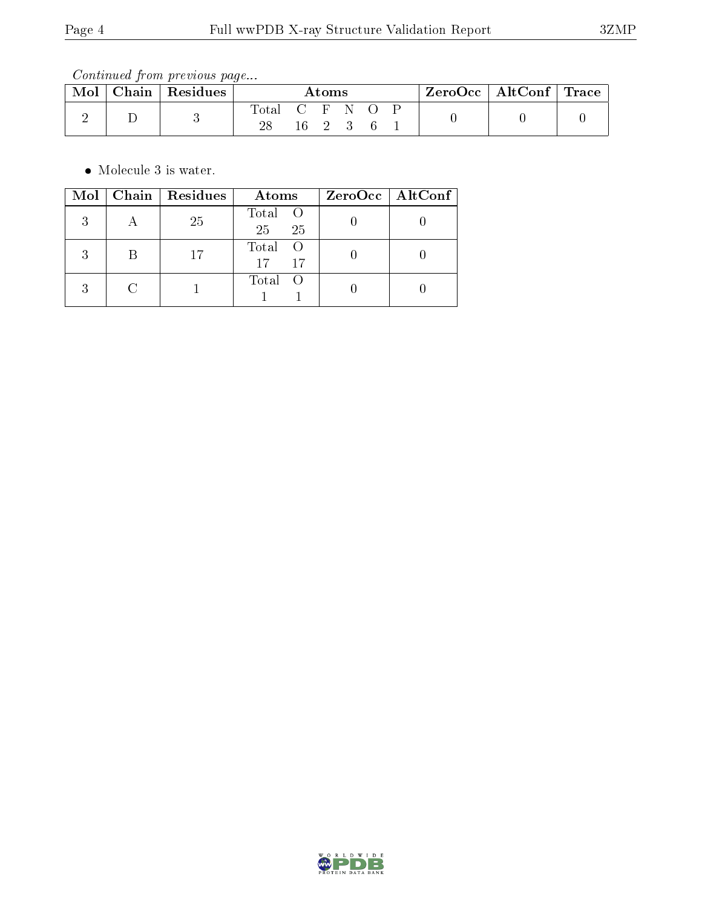*Continued from previous page...*

| Mol | Chain | Residues | Atoms | ZeroOcc | AltConf | Trace |
|---|---|---|---|---|---|---|
| 2 | D | 3 | Total C F N O P<br>28 16 2 3 6 1 | 0 | 0 | 0 |

- Molecule 3 is water.

| Mol | Chain | Residues | Atoms | ZeroOcc | AltConf |
|---|---|---|---|---|---|
| 3 | A | 25 | Total O<br>25 25 | 0 | 0 |
| 3 | B | 17 | Total O<br>17 17 | 0 | 0 |
| 3 | C | 1 | Total O<br>1 1 | 0 | 0 |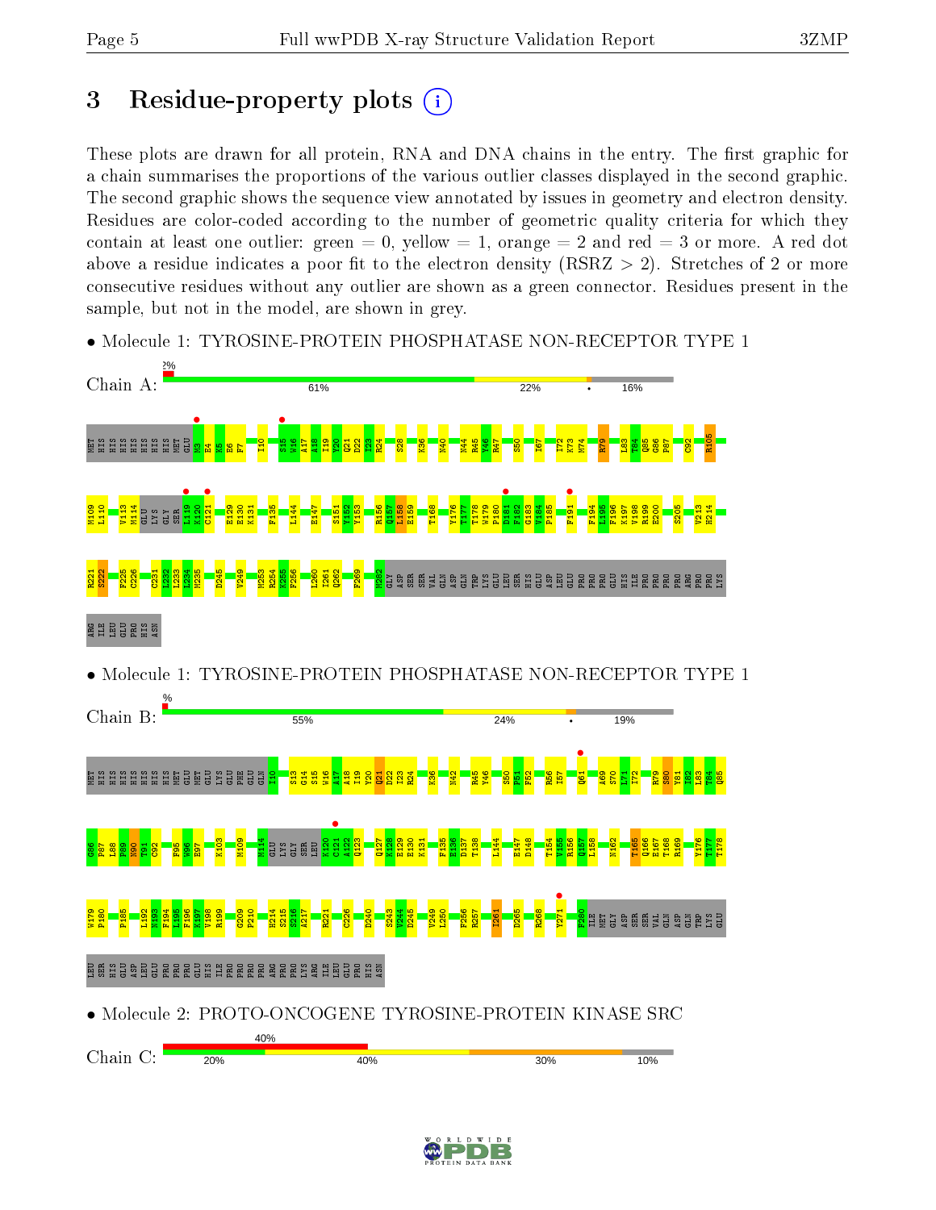# 3 Residue-property plots

These plots are drawn for all protein, RNA and DNA chains in the entry. The first graphic for a chain summarises the proportions of the various outlier classes displayed in the second graphic. The second graphic shows the sequence view annotated by issues in geometry and electron density. Residues are color-coded according to the number of geometric quality criteria for which they contain at least one outlier: green = 0, yellow = 1, orange = 2 and red = 3 or more. A red dot above a residue indicates a poor fit to the electron density (RSRZ > 2). Stretches of 2 or more consecutive residues without any outlier are shown as a green connector. Residues present in the sample, but not in the model, are shown in grey.

- Molecule 1: TYROSINE-PROTEIN PHOSPHATASE NON-RECEPTOR TYPE 1

Chain A: 2% | 61% | 22% | • | 16%

- Molecule 1: TYROSINE-PROTEIN PHOSPHATASE NON-RECEPTOR TYPE 1

Chain B: % | 55% | 24% | • | 19%

- Molecule 2: PROTO-ONCOGENE TYROSINE-PROTEIN KINASE SRC

Chain C: 40% | 20% | 40% | 30% | 10%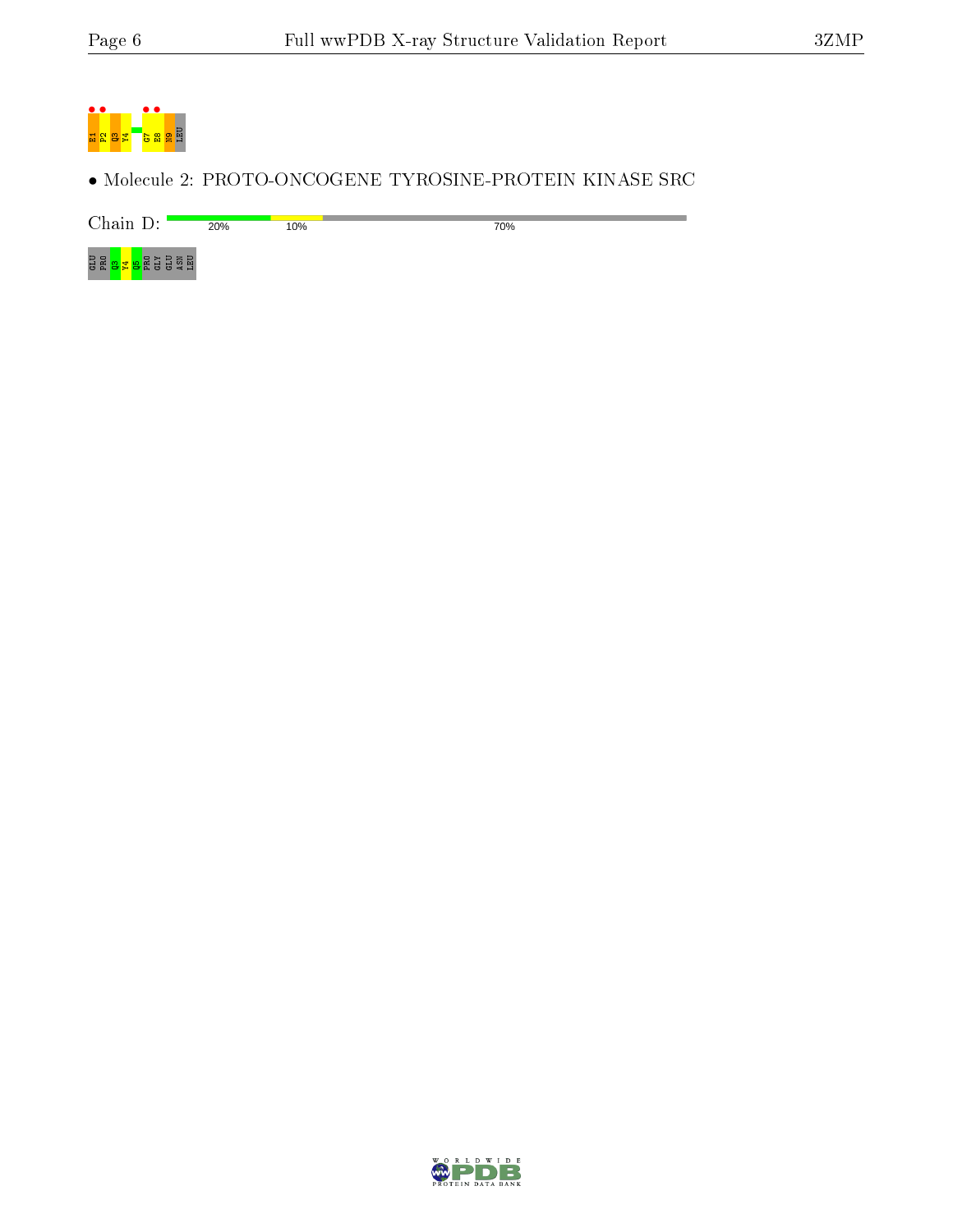E1 P2 Q3 Y4 G7 E8 N9 LEU

• Molecule 2: PROTO-ONCOGENE TYROSINE-PROTEIN KINASE SRC

Chain D: 20% 10% 70%

GLU PRO Q3 Y4 Q5 PRO GLY GLU ASN LEU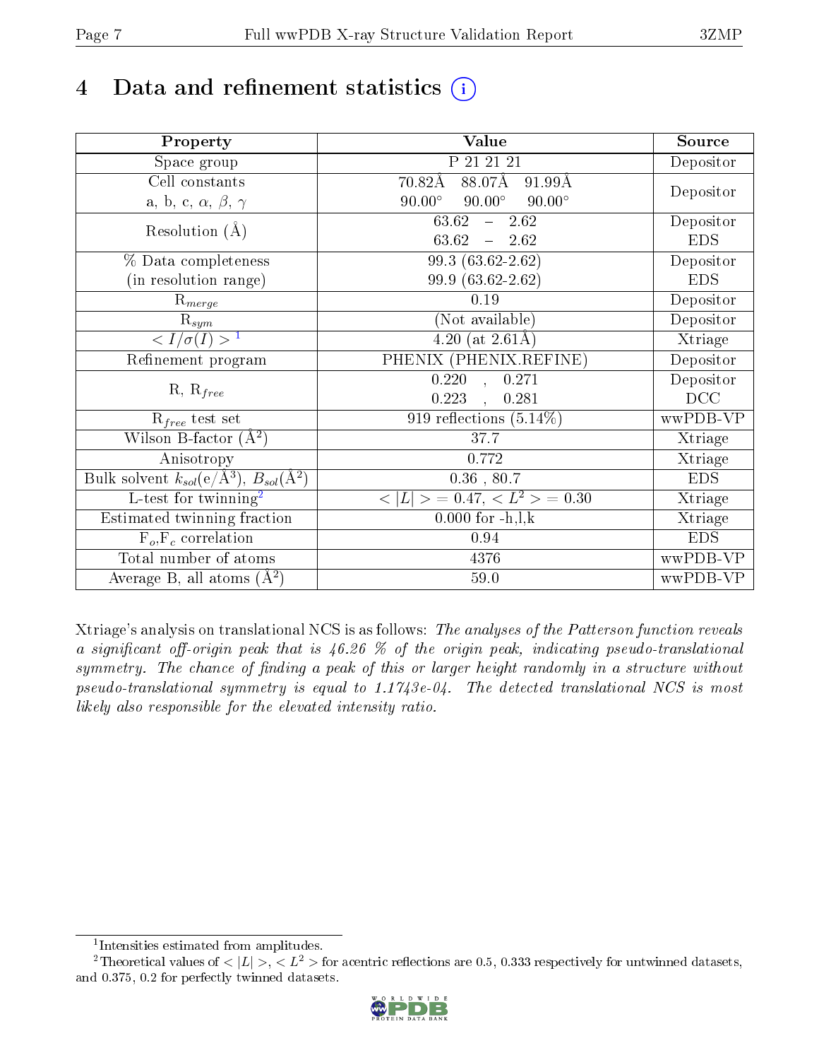# 4 Data and refinement statistics (i)

| Property | Value | Source |
|---|---|---|
| Space group | P 21 21 21 | Depositor |
| Cell constants<br>a, b, c, $\alpha$, $\beta$, $\gamma$ | 70.82Å 88.07Å 91.99Å<br>90.00° 90.00° 90.00° | Depositor |
| Resolution (Å) | 63.62 – 2.62<br>63.62 – 2.62 | Depositor<br>EDS |
| % Data completeness<br>(in resolution range) | 99.3 (63.62-2.62)<br>99.9 (63.62-2.62) | Depositor<br>EDS |
| $R_{merge}$ | 0.19 | Depositor |
| $R_{sym}$ | (Not available) | Depositor |
| $< I/\sigma(I) >$ [1] | 4.20 (at 2.61Å) | Xtriage |
| Refinement program | PHENIX (PHENIX.REFINE) | Depositor |
| R, $R_{free}$ | 0.220 , 0.271<br>0.223 , 0.281 | Depositor<br>DCC |
| $R_{free}$ test set | 919 reflections (5.14%) | wwPDB-VP |
| Wilson B-factor (Å$^2$) | 37.7 | Xtriage |
| Anisotropy | 0.772 | Xtriage |
| Bulk solvent $k_{sol}$(e/Å$^3$), $B_{sol}$(Å$^2$) | 0.36 , 80.7 | EDS |
| L-test for twinning[2] | $< \|L\| >$ = 0.47, $< L^2 >$ = 0.30 | Xtriage |
| Estimated twinning fraction | 0.000 for -h,l,k | Xtriage |
| $F_o$,$F_c$ correlation | 0.94 | EDS |
| Total number of atoms | 4376 | wwPDB-VP |
| Average B, all atoms (Å$^2$) | 59.0 | wwPDB-VP |

Xtriage's analysis on translational NCS is as follows: *The analyses of the Patterson function reveals a significant off-origin peak that is 46.26 % of the origin peak, indicating pseudo-translational symmetry. The chance of finding a peak of this or larger height randomly in a structure without pseudo-translational symmetry is equal to 1.1743e-04. The detected translational NCS is most likely also responsible for the elevated intensity ratio.*

[1] Intensities estimated from amplitudes.

[2] Theoretical values of $< |L| >$, $< L^2 >$ for acentric reflections are 0.5, 0.333 respectively for untwinned datasets, and 0.375, 0.2 for perfectly twinned datasets.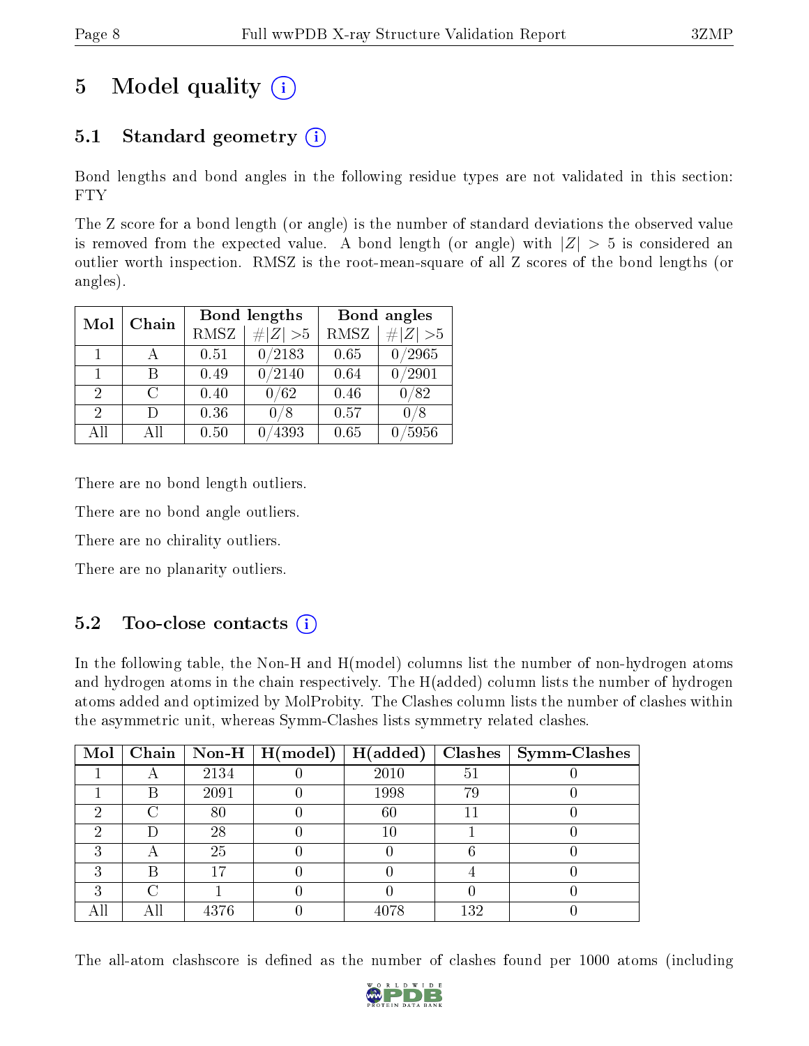# 5 Model quality (i)

## 5.1 Standard geometry (i)

Bond lengths and bond angles in the following residue types are not validated in this section: FTY

The Z score for a bond length (or angle) is the number of standard deviations the observed value is removed from the expected value. A bond length (or angle) with $|Z| > 5$ is considered an outlier worth inspection. RMSZ is the root-mean-square of all Z scores of the bond lengths (or angles).

| Mol | Chain | Bond lengths | | Bond angles | |
|---|---|---|---|---|---|
| | | RMSZ | #\|Z\| >5 | RMSZ | #\|Z\| >5 |
| 1 | A | 0.51 | 0/2183 | 0.65 | 0/2965 |
| 1 | B | 0.49 | 0/2140 | 0.64 | 0/2901 |
| 2 | C | 0.40 | 0/62 | 0.46 | 0/82 |
| 2 | D | 0.36 | 0/8 | 0.57 | 0/8 |
| All | All | 0.50 | 0/4393 | 0.65 | 0/5956 |

There are no bond length outliers.

There are no bond angle outliers.

There are no chirality outliers.

There are no planarity outliers.

## 5.2 Too-close contacts (i)

In the following table, the Non-H and H(model) columns list the number of non-hydrogen atoms and hydrogen atoms in the chain respectively. The H(added) column lists the number of hydrogen atoms added and optimized by MolProbity. The Clashes column lists the number of clashes within the asymmetric unit, whereas Symm-Clashes lists symmetry related clashes.

| Mol | Chain | Non-H | H(model) | H(added) | Clashes | Symm-Clashes |
|---|---|---|---|---|---|---|
| 1 | A | 2134 | 0 | 2010 | 51 | 0 |
| 1 | B | 2091 | 0 | 1998 | 79 | 0 |
| 2 | C | 80 | 0 | 60 | 11 | 0 |
| 2 | D | 28 | 0 | 10 | 1 | 0 |
| 3 | A | 25 | 0 | 0 | 6 | 0 |
| 3 | B | 17 | 0 | 0 | 4 | 0 |
| 3 | C | 1 | 0 | 0 | 0 | 0 |
| All | All | 4376 | 0 | 4078 | 132 | 0 |

The all-atom clashscore is defined as the number of clashes found per 1000 atoms (including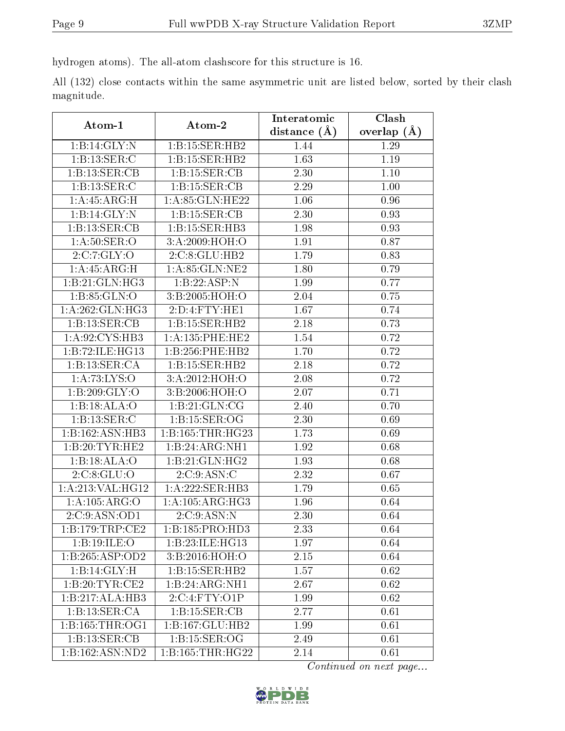hydrogen atoms). The all-atom clashscore for this structure is 16.

All (132) close contacts within the same asymmetric unit are listed below, sorted by their clash magnitude.

| Atom-1 | Atom-2 | Interatomic distance (Å) | Clash overlap (Å) |
| --- | --- | --- | --- |
| 1:B:14:GLY:N | 1:B:15:SER:HB2 | 1.44 | 1.29 |
| 1:B:13:SER:C | 1:B:15:SER:HB2 | 1.63 | 1.19 |
| 1:B:13:SER:CB | 1:B:15:SER:CB | 2.30 | 1.10 |
| 1:B:13:SER:C | 1:B:15:SER:CB | 2.29 | 1.00 |
| 1:A:45:ARG:H | 1:A:85:GLN:HE22 | 1.06 | 0.96 |
| 1:B:14:GLY:N | 1:B:15:SER:CB | 2.30 | 0.93 |
| 1:B:13:SER:CB | 1:B:15:SER:HB3 | 1.98 | 0.93 |
| 1:A:50:SER:O | 3:A:2009:HOH:O | 1.91 | 0.87 |
| 2:C:7:GLY:O | 2:C:8:GLU:HB2 | 1.79 | 0.83 |
| 1:A:45:ARG:H | 1:A:85:GLN:NE2 | 1.80 | 0.79 |
| 1:B:21:GLN:HG3 | 1:B:22:ASP:N | 1.99 | 0.77 |
| 1:B:85:GLN:O | 3:B:2005:HOH:O | 2.04 | 0.75 |
| 1:A:262:GLN:HG3 | 2:D:4:FTY:HE1 | 1.67 | 0.74 |
| 1:B:13:SER:CB | 1:B:15:SER:HB2 | 2.18 | 0.73 |
| 1:A:92:CYS:HB3 | 1:A:135:PHE:HE2 | 1.54 | 0.72 |
| 1:B:72:ILE:HG13 | 1:B:256:PHE:HB2 | 1.70 | 0.72 |
| 1:B:13:SER:CA | 1:B:15:SER:HB2 | 2.18 | 0.72 |
| 1:A:73:LYS:O | 3:A:2012:HOH:O | 2.08 | 0.72 |
| 1:B:209:GLY:O | 3:B:2006:HOH:O | 2.07 | 0.71 |
| 1:B:18:ALA:O | 1:B:21:GLN:CG | 2.40 | 0.70 |
| 1:B:13:SER:C | 1:B:15:SER:OG | 2.30 | 0.69 |
| 1:B:162:ASN:HB3 | 1:B:165:THR:HG23 | 1.73 | 0.69 |
| 1:B:20:TYR:HE2 | 1:B:24:ARG:NH1 | 1.92 | 0.68 |
| 1:B:18:ALA:O | 1:B:21:GLN:HG2 | 1.93 | 0.68 |
| 2:C:8:GLU:O | 2:C:9:ASN:C | 2.32 | 0.67 |
| 1:A:213:VAL:HG12 | 1:A:222:SER:HB3 | 1.79 | 0.65 |
| 1:A:105:ARG:O | 1:A:105:ARG:HG3 | 1.96 | 0.64 |
| 2:C:9:ASN:OD1 | 2:C:9:ASN:N | 2.30 | 0.64 |
| 1:B:179:TRP:CE2 | 1:B:185:PRO:HD3 | 2.33 | 0.64 |
| 1:B:19:ILE:O | 1:B:23:ILE:HG13 | 1.97 | 0.64 |
| 1:B:265:ASP:OD2 | 3:B:2016:HOH:O | 2.15 | 0.64 |
| 1:B:14:GLY:H | 1:B:15:SER:HB2 | 1.57 | 0.62 |
| 1:B:20:TYR:CE2 | 1:B:24:ARG:NH1 | 2.67 | 0.62 |
| 1:B:217:ALA:HB3 | 2:C:4:FTY:O1P | 1.99 | 0.62 |
| 1:B:13:SER:CA | 1:B:15:SER:CB | 2.77 | 0.61 |
| 1:B:165:THR:OG1 | 1:B:167:GLU:HB2 | 1.99 | 0.61 |
| 1:B:13:SER:CB | 1:B:15:SER:OG | 2.49 | 0.61 |
| 1:B:162:ASN:ND2 | 1:B:165:THR:HG22 | 2.14 | 0.61 |

*Continued on next page...*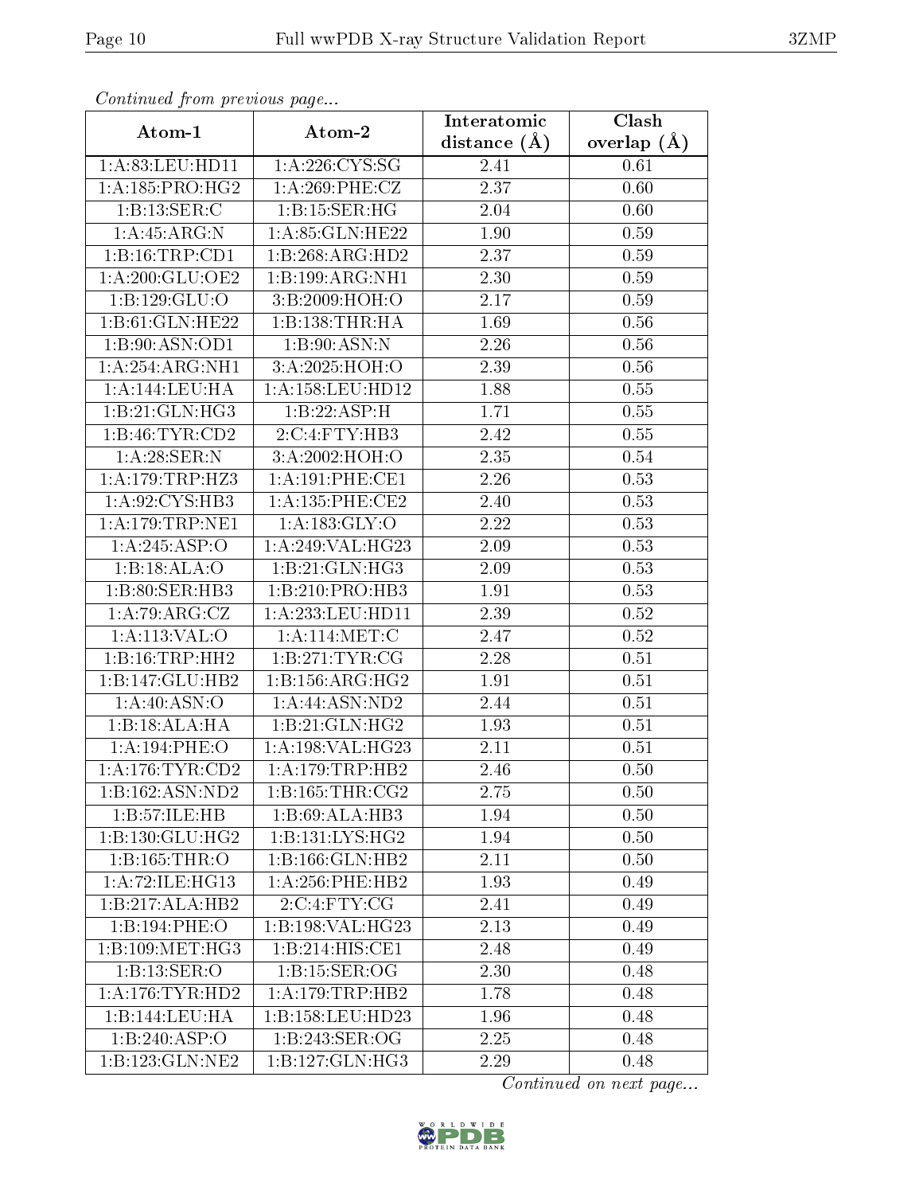*Continued from previous page...*

| Atom-1 | Atom-2 | Interatomic distance (Å) | Clash overlap (Å) |
|---|---|---|---|
| 1:A:83:LEU:HD11 | 1:A:226:CYS:SG | 2.41 | 0.61 |
| 1:A:185:PRO:HG2 | 1:A:269:PHE:CZ | 2.37 | 0.60 |
| 1:B:13:SER:C | 1:B:15:SER:HG | 2.04 | 0.60 |
| 1:A:45:ARG:N | 1:A:85:GLN:HE22 | 1.90 | 0.59 |
| 1:B:16:TRP:CD1 | 1:B:268:ARG:HD2 | 2.37 | 0.59 |
| 1:A:200:GLU:OE2 | 1:B:199:ARG:NH1 | 2.30 | 0.59 |
| 1:B:129:GLU:O | 3:B:2009:HOH:O | 2.17 | 0.59 |
| 1:B:61:GLN:HE22 | 1:B:138:THR:HA | 1.69 | 0.56 |
| 1:B:90:ASN:OD1 | 1:B:90:ASN:N | 2.26 | 0.56 |
| 1:A:254:ARG:NH1 | 3:A:2025:HOH:O | 2.39 | 0.56 |
| 1:A:144:LEU:HA | 1:A:158:LEU:HD12 | 1.88 | 0.55 |
| 1:B:21:GLN:HG3 | 1:B:22:ASP:H | 1.71 | 0.55 |
| 1:B:46:TYR:CD2 | 2:C:4:FTY:HB3 | 2.42 | 0.55 |
| 1:A:28:SER:N | 3:A:2002:HOH:O | 2.35 | 0.54 |
| 1:A:179:TRP:HZ3 | 1:A:191:PHE:CE1 | 2.26 | 0.53 |
| 1:A:92:CYS:HB3 | 1:A:135:PHE:CE2 | 2.40 | 0.53 |
| 1:A:179:TRP:NE1 | 1:A:183:GLY:O | 2.22 | 0.53 |
| 1:A:245:ASP:O | 1:A:249:VAL:HG23 | 2.09 | 0.53 |
| 1:B:18:ALA:O | 1:B:21:GLN:HG3 | 2.09 | 0.53 |
| 1:B:80:SER:HB3 | 1:B:210:PRO:HB3 | 1.91 | 0.53 |
| 1:A:79:ARG:CZ | 1:A:233:LEU:HD11 | 2.39 | 0.52 |
| 1:A:113:VAL:O | 1:A:114:MET:C | 2.47 | 0.52 |
| 1:B:16:TRP:HH2 | 1:B:271:TYR:CG | 2.28 | 0.51 |
| 1:B:147:GLU:HB2 | 1:B:156:ARG:HG2 | 1.91 | 0.51 |
| 1:A:40:ASN:O | 1:A:44:ASN:ND2 | 2.44 | 0.51 |
| 1:B:18:ALA:HA | 1:B:21:GLN:HG2 | 1.93 | 0.51 |
| 1:A:194:PHE:O | 1:A:198:VAL:HG23 | 2.11 | 0.51 |
| 1:A:176:TYR:CD2 | 1:A:179:TRP:HB2 | 2.46 | 0.50 |
| 1:B:162:ASN:ND2 | 1:B:165:THR:CG2 | 2.75 | 0.50 |
| 1:B:57:ILE:HB | 1:B:69:ALA:HB3 | 1.94 | 0.50 |
| 1:B:130:GLU:HG2 | 1:B:131:LYS:HG2 | 1.94 | 0.50 |
| 1:B:165:THR:O | 1:B:166:GLN:HB2 | 2.11 | 0.50 |
| 1:A:72:ILE:HG13 | 1:A:256:PHE:HB2 | 1.93 | 0.49 |
| 1:B:217:ALA:HB2 | 2:C:4:FTY:CG | 2.41 | 0.49 |
| 1:B:194:PHE:O | 1:B:198:VAL:HG23 | 2.13 | 0.49 |
| 1:B:109:MET:HG3 | 1:B:214:HIS:CE1 | 2.48 | 0.49 |
| 1:B:13:SER:O | 1:B:15:SER:OG | 2.30 | 0.48 |
| 1:A:176:TYR:HD2 | 1:A:179:TRP:HB2 | 1.78 | 0.48 |
| 1:B:144:LEU:HA | 1:B:158:LEU:HD23 | 1.96 | 0.48 |
| 1:B:240:ASP:O | 1:B:243:SER:OG | 2.25 | 0.48 |
| 1:B:123:GLN:NE2 | 1:B:127:GLN:HG3 | 2.29 | 0.48 |

*Continued on next page...*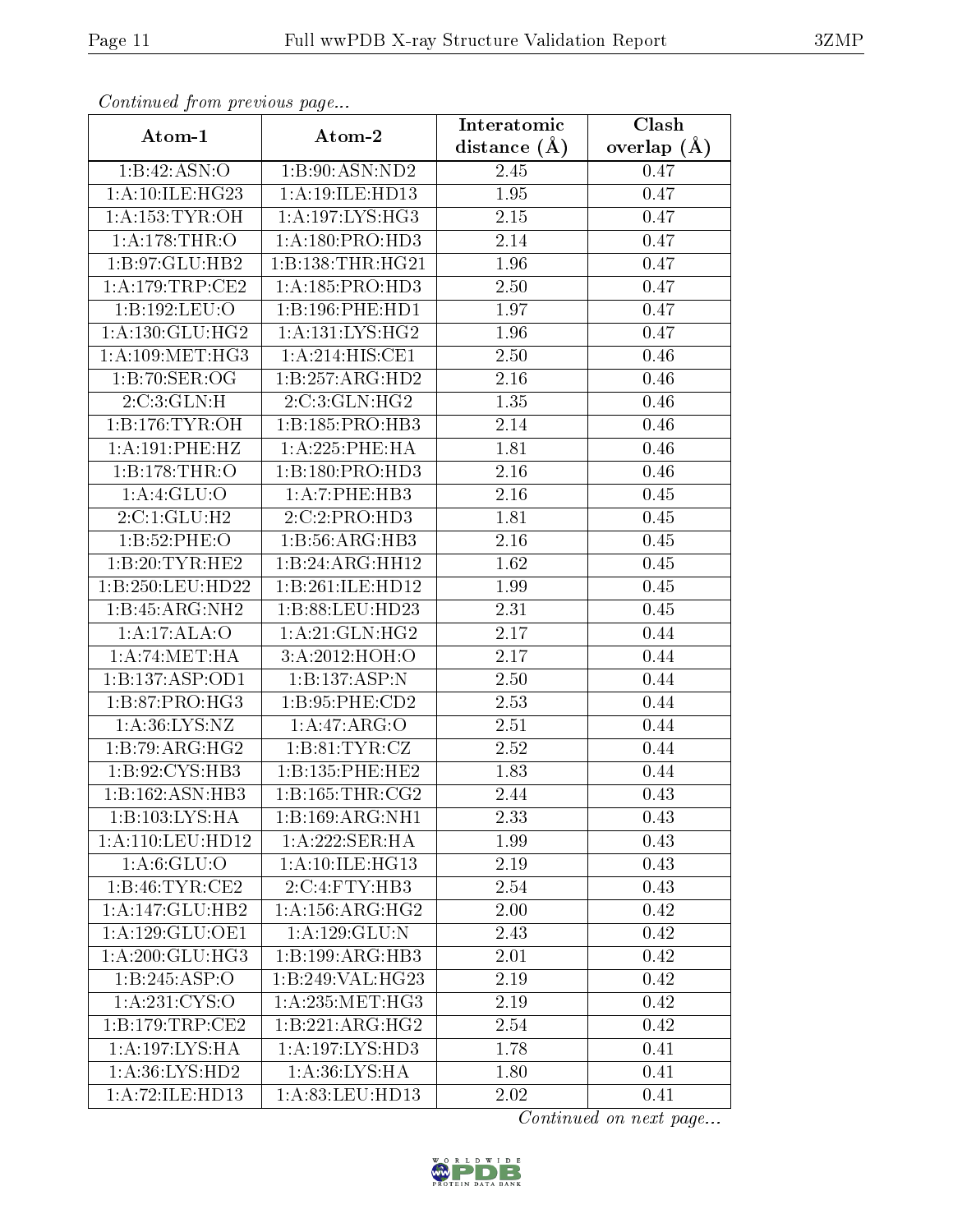*Continued from previous page...*

| Atom-1 | Atom-2 | Interatomic distance (Å) | Clash overlap (Å) |
|---|---|---|---|
| 1:B:42:ASN:O | 1:B:90:ASN:ND2 | 2.45 | 0.47 |
| 1:A:10:ILE:HG23 | 1:A:19:ILE:HD13 | 1.95 | 0.47 |
| 1:A:153:TYR:OH | 1:A:197:LYS:HG3 | 2.15 | 0.47 |
| 1:A:178:THR:O | 1:A:180:PRO:HD3 | 2.14 | 0.47 |
| 1:B:97:GLU:HB2 | 1:B:138:THR:HG21 | 1.96 | 0.47 |
| 1:A:179:TRP:CE2 | 1:A:185:PRO:HD3 | 2.50 | 0.47 |
| 1:B:192:LEU:O | 1:B:196:PHE:HD1 | 1.97 | 0.47 |
| 1:A:130:GLU:HG2 | 1:A:131:LYS:HG2 | 1.96 | 0.47 |
| 1:A:109:MET:HG3 | 1:A:214:HIS:CE1 | 2.50 | 0.46 |
| 1:B:70:SER:OG | 1:B:257:ARG:HD2 | 2.16 | 0.46 |
| 2:C:3:GLN:H | 2:C:3:GLN:HG2 | 1.35 | 0.46 |
| 1:B:176:TYR:OH | 1:B:185:PRO:HB3 | 2.14 | 0.46 |
| 1:A:191:PHE:HZ | 1:A:225:PHE:HA | 1.81 | 0.46 |
| 1:B:178:THR:O | 1:B:180:PRO:HD3 | 2.16 | 0.46 |
| 1:A:4:GLU:O | 1:A:7:PHE:HB3 | 2.16 | 0.45 |
| 2:C:1:GLU:H2 | 2:C:2:PRO:HD3 | 1.81 | 0.45 |
| 1:B:52:PHE:O | 1:B:56:ARG:HB3 | 2.16 | 0.45 |
| 1:B:20:TYR:HE2 | 1:B:24:ARG:HH12 | 1.62 | 0.45 |
| 1:B:250:LEU:HD22 | 1:B:261:ILE:HD12 | 1.99 | 0.45 |
| 1:B:45:ARG:NH2 | 1:B:88:LEU:HD23 | 2.31 | 0.45 |
| 1:A:17:ALA:O | 1:A:21:GLN:HG2 | 2.17 | 0.44 |
| 1:A:74:MET:HA | 3:A:2012:HOH:O | 2.17 | 0.44 |
| 1:B:137:ASP:OD1 | 1:B:137:ASP:N | 2.50 | 0.44 |
| 1:B:87:PRO:HG3 | 1:B:95:PHE:CD2 | 2.53 | 0.44 |
| 1:A:36:LYS:NZ | 1:A:47:ARG:O | 2.51 | 0.44 |
| 1:B:79:ARG:HG2 | 1:B:81:TYR:CZ | 2.52 | 0.44 |
| 1:B:92:CYS:HB3 | 1:B:135:PHE:HE2 | 1.83 | 0.44 |
| 1:B:162:ASN:HB3 | 1:B:165:THR:CG2 | 2.44 | 0.43 |
| 1:B:103:LYS:HA | 1:B:169:ARG:NH1 | 2.33 | 0.43 |
| 1:A:110:LEU:HD12 | 1:A:222:SER:HA | 1.99 | 0.43 |
| 1:A:6:GLU:O | 1:A:10:ILE:HG13 | 2.19 | 0.43 |
| 1:B:46:TYR:CE2 | 2:C:4:FTY:HB3 | 2.54 | 0.43 |
| 1:A:147:GLU:HB2 | 1:A:156:ARG:HG2 | 2.00 | 0.42 |
| 1:A:129:GLU:OE1 | 1:A:129:GLU:N | 2.43 | 0.42 |
| 1:A:200:GLU:HG3 | 1:B:199:ARG:HB3 | 2.01 | 0.42 |
| 1:B:245:ASP:O | 1:B:249:VAL:HG23 | 2.19 | 0.42 |
| 1:A:231:CYS:O | 1:A:235:MET:HG3 | 2.19 | 0.42 |
| 1:B:179:TRP:CE2 | 1:B:221:ARG:HG2 | 2.54 | 0.42 |
| 1:A:197:LYS:HA | 1:A:197:LYS:HD3 | 1.78 | 0.41 |
| 1:A:36:LYS:HD2 | 1:A:36:LYS:HA | 1.80 | 0.41 |
| 1:A:72:ILE:HD13 | 1:A:83:LEU:HD13 | 2.02 | 0.41 |

*Continued on next page...*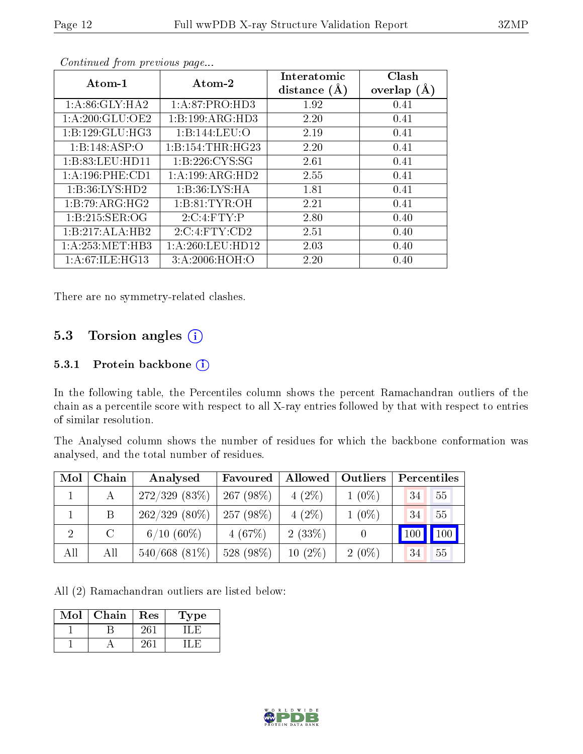*Continued from previous page...*

| Atom-1 | Atom-2 | Interatomic distance (Å) | Clash overlap (Å) |
|---|---|---|---|
| 1:A:86:GLY:HA2 | 1:A:87:PRO:HD3 | 1.92 | 0.41 |
| 1:A:200:GLU:OE2 | 1:B:199:ARG:HD3 | 2.20 | 0.41 |
| 1:B:129:GLU:HG3 | 1:B:144:LEU:O | 2.19 | 0.41 |
| 1:B:148:ASP:O | 1:B:154:THR:HG23 | 2.20 | 0.41 |
| 1:B:83:LEU:HD11 | 1:B:226:CYS:SG | 2.61 | 0.41 |
| 1:A:196:PHE:CD1 | 1:A:199:ARG:HD2 | 2.55 | 0.41 |
| 1:B:36:LYS:HD2 | 1:B:36:LYS:HA | 1.81 | 0.41 |
| 1:B:79:ARG:HG2 | 1:B:81:TYR:OH | 2.21 | 0.41 |
| 1:B:215:SER:OG | 2:C:4:FTY:P | 2.80 | 0.40 |
| 1:B:217:ALA:HB2 | 2:C:4:FTY:CD2 | 2.51 | 0.40 |
| 1:A:253:MET:HB3 | 1:A:260:LEU:HD12 | 2.03 | 0.40 |
| 1:A:67:ILE:HG13 | 3:A:2006:HOH:O | 2.20 | 0.40 |

There are no symmetry-related clashes.

## 5.3 Torsion angles

### 5.3.1 Protein backbone

In the following table, the Percentiles column shows the percent Ramachandran outliers of the chain as a percentile score with respect to all X-ray entries followed by that with respect to entries of similar resolution.

The Analysed column shows the number of residues for which the backbone conformation was analysed, and the total number of residues.

| Mol | Chain | Analysed | Favoured | Allowed | Outliers | Percentiles | |
|---|---|---|---|---|---|---|---|
| 1 | A | 272/329 (83%) | 267 (98%) | 4 (2%) | 1 (0%) | 34 | 55 |
| 1 | B | 262/329 (80%) | 257 (98%) | 4 (2%) | 1 (0%) | 34 | 55 |
| 2 | C | 6/10 (60%) | 4 (67%) | 2 (33%) | 0 | 100 | 100 |
| All | All | 540/668 (81%) | 528 (98%) | 10 (2%) | 2 (0%) | 34 | 55 |

All (2) Ramachandran outliers are listed below:

| Mol | Chain | Res | Type |
|---|---|---|---|
| 1 | B | 261 | ILE |
| 1 | A | 261 | ILE |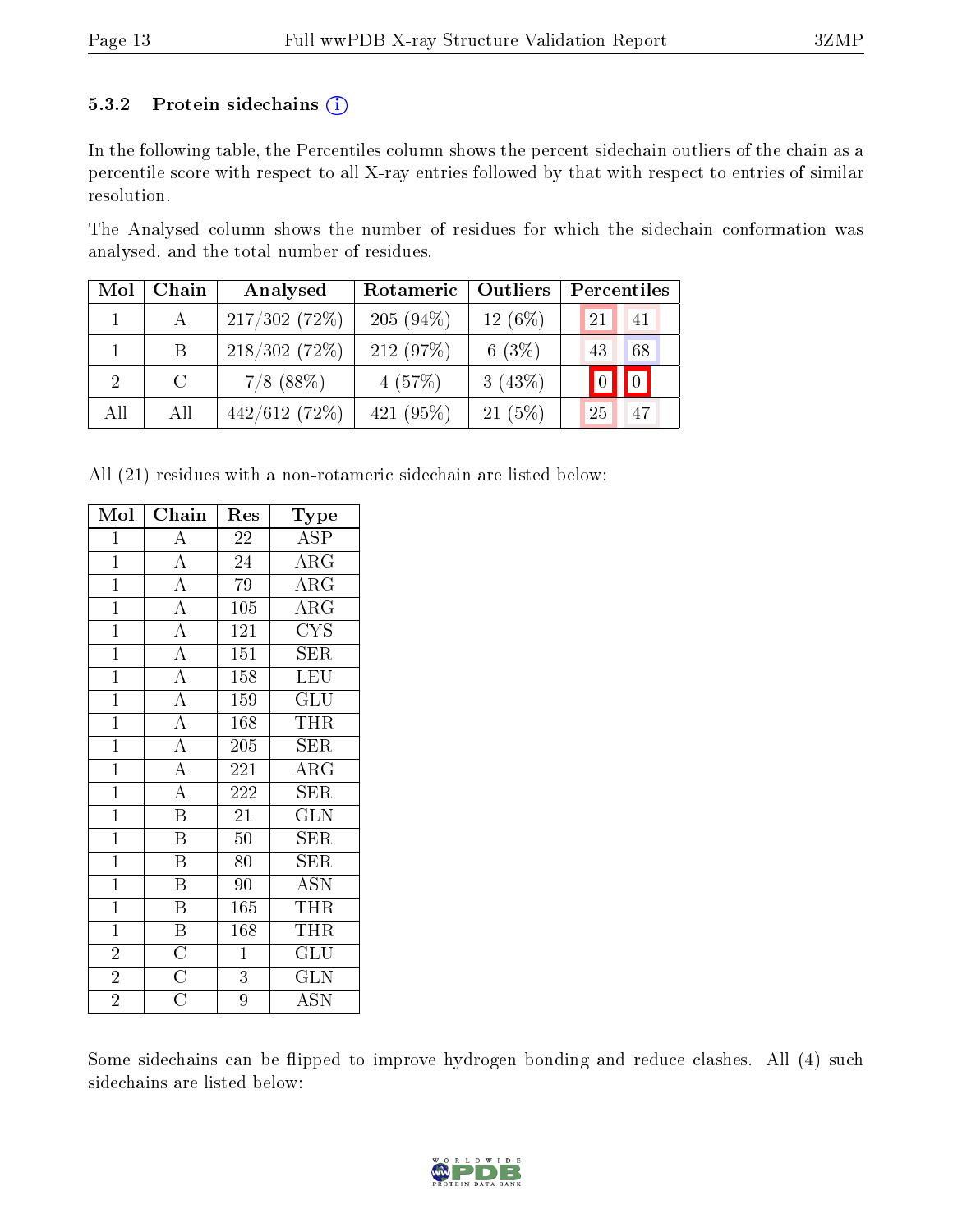### 5.3.2 Protein sidechains (i)

In the following table, the Percentiles column shows the percent sidechain outliers of the chain as a percentile score with respect to all X-ray entries followed by that with respect to entries of similar resolution.

The Analysed column shows the number of residues for which the sidechain conformation was analysed, and the total number of residues.

| Mol | Chain | Analysed | Rotameric | Outliers | Percentiles | |
|---|---|---|---|---|---|---|
| 1 | A | 217/302 (72%) | 205 (94%) | 12 (6%) | 21 | 41 |
| 1 | B | 218/302 (72%) | 212 (97%) | 6 (3%) | 43 | 68 |
| 2 | C | 7/8 (88%) | 4 (57%) | 3 (43%) | 0 | 0 |
| All | All | 442/612 (72%) | 421 (95%) | 21 (5%) | 25 | 47 |

All (21) residues with a non-rotameric sidechain are listed below:

| Mol | Chain | Res | Type |
|---|---|---|---|
| 1 | A | 22 | ASP |
| 1 | A | 24 | ARG |
| 1 | A | 79 | ARG |
| 1 | A | 105 | ARG |
| 1 | A | 121 | CYS |
| 1 | A | 151 | SER |
| 1 | A | 158 | LEU |
| 1 | A | 159 | GLU |
| 1 | A | 168 | THR |
| 1 | A | 205 | SER |
| 1 | A | 221 | ARG |
| 1 | A | 222 | SER |
| 1 | B | 21 | GLN |
| 1 | B | 50 | SER |
| 1 | B | 80 | SER |
| 1 | B | 90 | ASN |
| 1 | B | 165 | THR |
| 1 | B | 168 | THR |
| 2 | C | 1 | GLU |
| 2 | C | 3 | GLN |
| 2 | C | 9 | ASN |

Some sidechains can be flipped to improve hydrogen bonding and reduce clashes. All (4) such sidechains are listed below: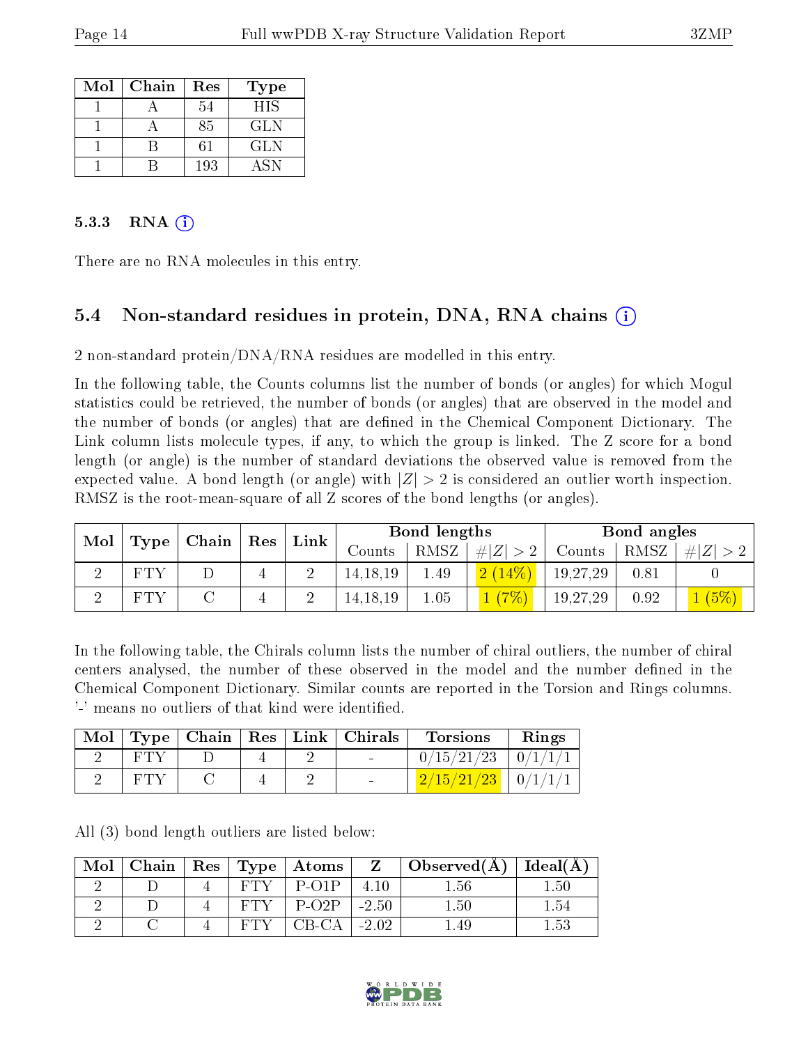| Mol | Chain | Res | Type |
|---|---|---|---|
| 1 | A | 54 | HIS |
| 1 | A | 85 | GLN |
| 1 | B | 61 | GLN |
| 1 | B | 193 | ASN |

#### 5.3.3 RNA (i)

There are no RNA molecules in this entry.

### 5.4 Non-standard residues in protein, DNA, RNA chains (i)

2 non-standard protein/DNA/RNA residues are modelled in this entry.

In the following table, the Counts columns list the number of bonds (or angles) for which Mogul statistics could be retrieved, the number of bonds (or angles) that are observed in the model and the number of bonds (or angles) that are defined in the Chemical Component Dictionary. The Link column lists molecule types, if any, to which the group is linked. The Z score for a bond length (or angle) is the number of standard deviations the observed value is removed from the expected value. A bond length (or angle) with $|Z| > 2$ is considered an outlier worth inspection. RMSZ is the root-mean-square of all Z scores of the bond lengths (or angles).

| Mol | Type | Chain | Res | Link | Bond lengths | | | Bond angles | | |
|---|---|---|---|---|---|---|---|---|---|---|
| | | | | | Counts | RMSZ | $\#\|Z\| > 2$ | Counts | RMSZ | $\#\|Z\| > 2$ |
| 2 | FTY | D | 4 | 2 | 14,18,19 | 1.49 | 2 (14%) | 19,27,29 | 0.81 | 0 |
| 2 | FTY | C | 4 | 2 | 14,18,19 | 1.05 | 1 (7%) | 19,27,29 | 0.92 | 1 (5%) |

In the following table, the Chirals column lists the number of chiral outliers, the number of chiral centers analysed, the number of these observed in the model and the number defined in the Chemical Component Dictionary. Similar counts are reported in the Torsion and Rings columns. '-' means no outliers of that kind were identified.

| Mol | Type | Chain | Res | Link | Chirals | Torsions | Rings |
|---|---|---|---|---|---|---|---|
| 2 | FTY | D | 4 | 2 | - | 0/15/21/23 | 0/1/1/1 |
| 2 | FTY | C | 4 | 2 | - | 2/15/21/23 | 0/1/1/1 |

All (3) bond length outliers are listed below:

| Mol | Chain | Res | Type | Atoms | Z | Observed(Å) | Ideal(Å) |
|---|---|---|---|---|---|---|---|
| 2 | D | 4 | FTY | P-O1P | 4.10 | 1.56 | 1.50 |
| 2 | D | 4 | FTY | P-O2P | -2.50 | 1.50 | 1.54 |
| 2 | C | 4 | FTY | CB-CA | -2.02 | 1.49 | 1.53 |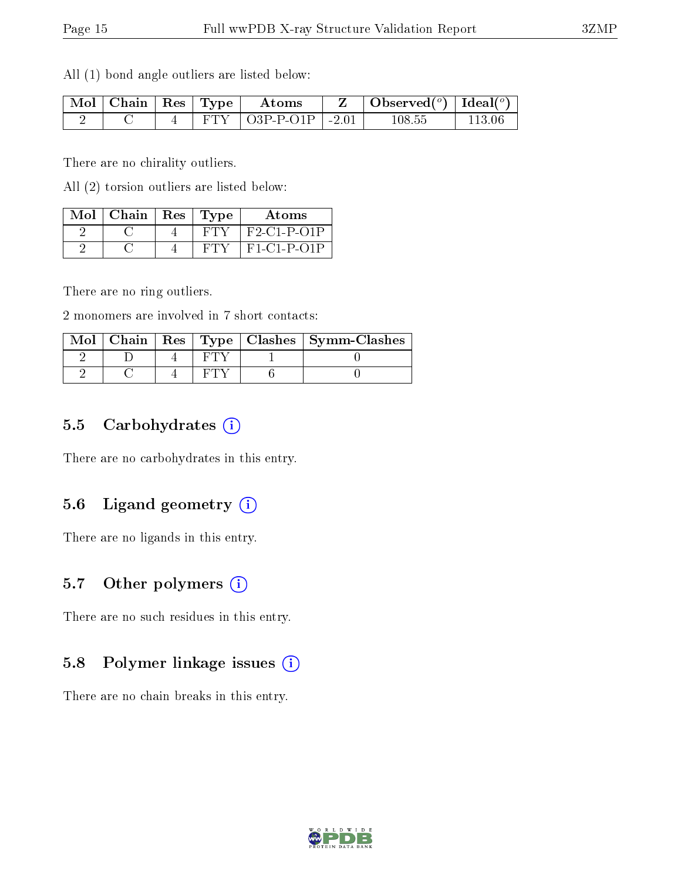All (1) bond angle outliers are listed below:

| Mol | Chain | Res | Type | Atoms | Z | Observed(°) | Ideal(°) |
|---|---|---|---|---|---|---|---|
| 2 | C | 4 | FTY | O3P-P-O1P | -2.01 | 108.55 | 113.06 |

There are no chirality outliers.

All (2) torsion outliers are listed below:

| Mol | Chain | Res | Type | Atoms |
|---|---|---|---|---|
| 2 | C | 4 | FTY | F2-C1-P-O1P |
| 2 | C | 4 | FTY | F1-C1-P-O1P |

There are no ring outliers.

2 monomers are involved in 7 short contacts:

| Mol | Chain | Res | Type | Clashes | Symm-Clashes |
|---|---|---|---|---|---|
| 2 | D | 4 | FTY | 1 | 0 |
| 2 | C | 4 | FTY | 6 | 0 |

## 5.5 Carbohydrates (i)

There are no carbohydrates in this entry.

## 5.6 Ligand geometry (i)

There are no ligands in this entry.

## 5.7 Other polymers (i)

There are no such residues in this entry.

## 5.8 Polymer linkage issues (i)

There are no chain breaks in this entry.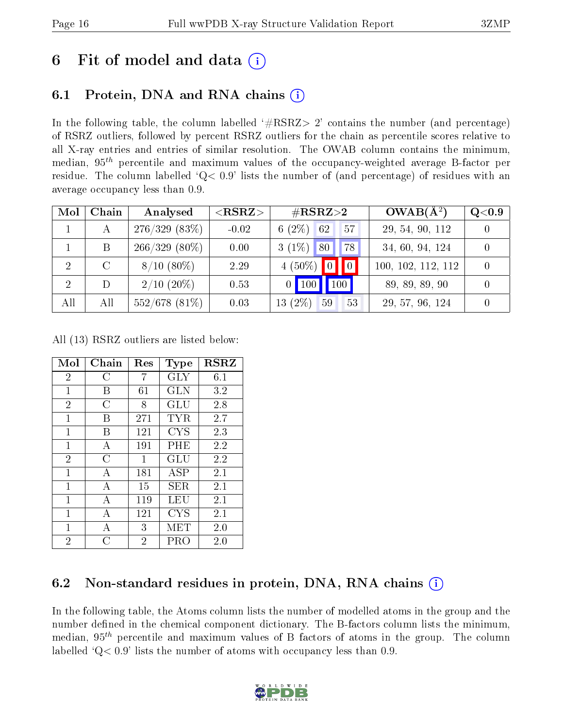# 6 Fit of model and data (i)

## 6.1 Protein, DNA and RNA chains (i)

In the following table, the column labelled '#RSRZ> 2' contains the number (and percentage) of RSRZ outliers, followed by percent RSRZ outliers for the chain as percentile scores relative to all X-ray entries and entries of similar resolution. The OWAB column contains the minimum, median, $95^{th}$ percentile and maximum values of the occupancy-weighted average B-factor per residue. The column labelled 'Q< 0.9' lists the number of (and percentage) of residues with an average occupancy less than 0.9.

| Mol | Chain | Analysed | <RSRZ> | #RSRZ>2 | | | OWAB(Å²) | Q<0.9 |
|---|---|---|---|---|---|---|---|---|
| 1 | A | 276/329 (83%) | -0.02 | 6 (2%) | 62 | 57 | 29, 54, 90, 112 | 0 |
| 1 | B | 266/329 (80%) | 0.00 | 3 (1%) | 80 | 78 | 34, 60, 94, 124 | 0 |
| 2 | C | 8/10 (80%) | 2.29 | 4 (50%) | 0 | 0 | 100, 102, 112, 112 | 0 |
| 2 | D | 2/10 (20%) | 0.53 | 0 | 100 | 100 | 89, 89, 89, 90 | 0 |
| All | All | 552/678 (81%) | 0.03 | 13 (2%) | 59 | 53 | 29, 57, 96, 124 | 0 |

All (13) RSRZ outliers are listed below:

| Mol | Chain | Res | Type | RSRZ |
|---|---|---|---|---|
| 2 | C | 7 | GLY | 6.1 |
| 1 | B | 61 | GLN | 3.2 |
| 2 | C | 8 | GLU | 2.8 |
| 1 | B | 271 | TYR | 2.7 |
| 1 | B | 121 | CYS | 2.3 |
| 1 | A | 191 | PHE | 2.2 |
| 2 | C | 1 | GLU | 2.2 |
| 1 | A | 181 | ASP | 2.1 |
| 1 | A | 15 | SER | 2.1 |
| 1 | A | 119 | LEU | 2.1 |
| 1 | A | 121 | CYS | 2.1 |
| 1 | A | 3 | MET | 2.0 |
| 2 | C | 2 | PRO | 2.0 |

## 6.2 Non-standard residues in protein, DNA, RNA chains (i)

In the following table, the Atoms column lists the number of modelled atoms in the group and the number defined in the chemical component dictionary. The B-factors column lists the minimum, median, $95^{th}$ percentile and maximum values of B factors of atoms in the group. The column labelled 'Q< 0.9' lists the number of atoms with occupancy less than 0.9.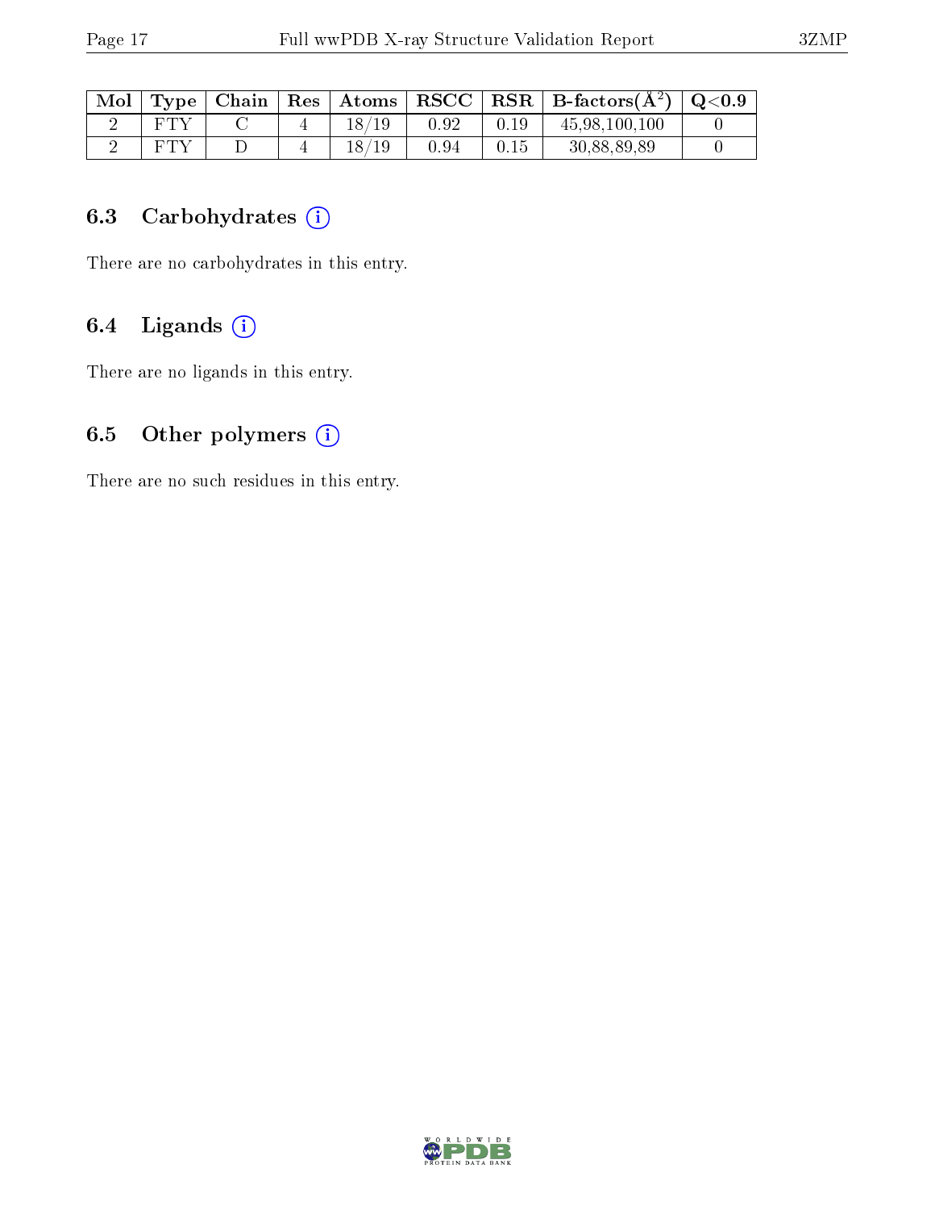| Mol | Type | Chain | Res | Atoms | RSCC | RSR | B-factors($Å^2$) | Q<0.9 |
|---|---|---|---|---|---|---|---|---|
| 2 | FTY | C | 4 | 18/19 | 0.92 | 0.19 | 45,98,100,100 | 0 |
| 2 | FTY | D | 4 | 18/19 | 0.94 | 0.15 | 30,88,89,89 | 0 |

### 6.3 Carbohydrates (i)

There are no carbohydrates in this entry.

### 6.4 Ligands (i)

There are no ligands in this entry.

### 6.5 Other polymers (i)

There are no such residues in this entry.